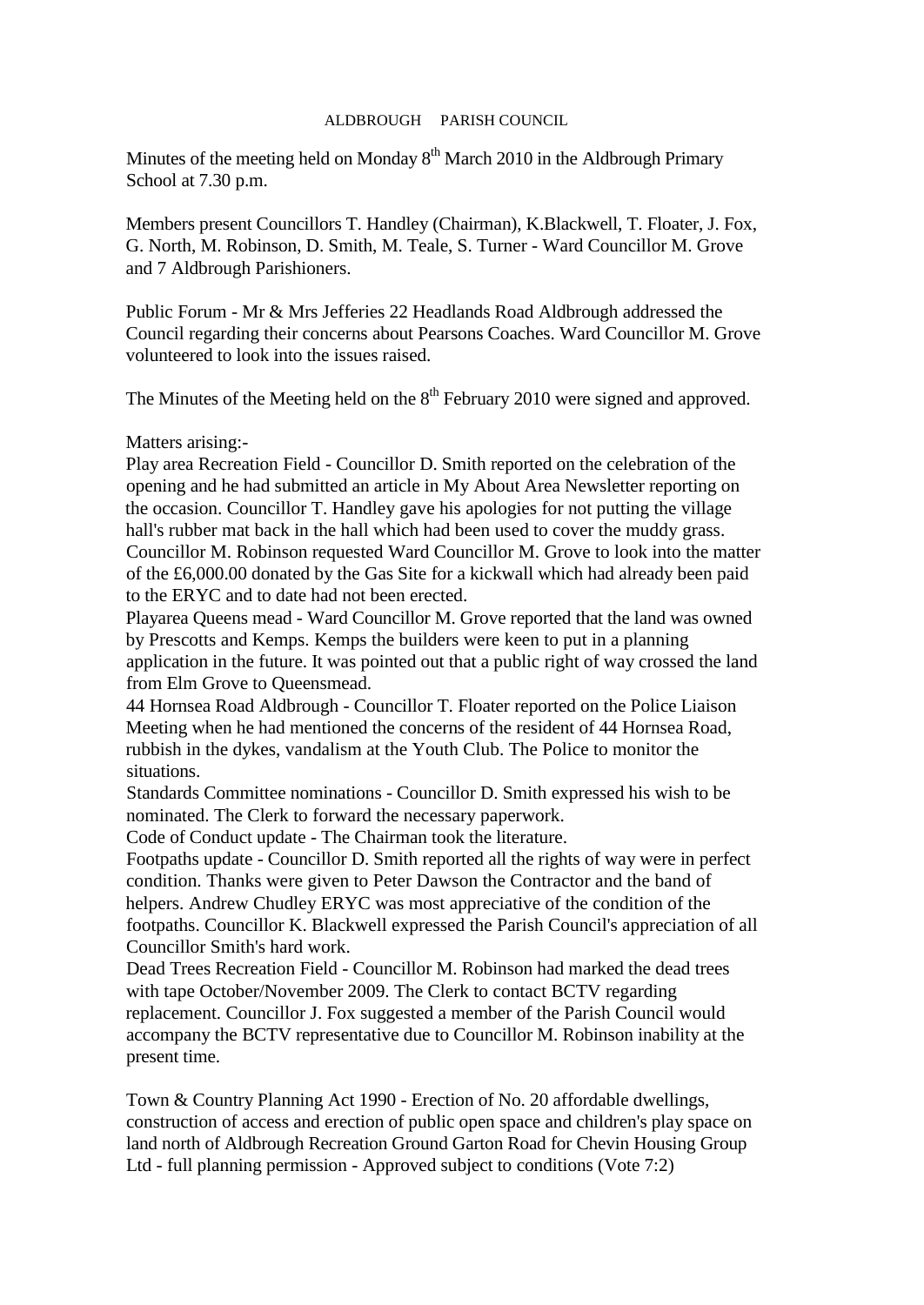# ALDBROUGH PARISH COUNCIL

Minutes of the meeting held on Monday 8th March 2010 in the Aldbrough Primary School at 7.30 p.m.

Members present Councillors T. Handley (Chairman), K.Blackwell, T. Floater, J. Fox, G. North, M. Robinson, D. Smith, M. Teale, S. Turner - Ward Councillor M. Grove and 7 Aldbrough Parishioners.

Public Forum - Mr & Mrs Jefferies 22 Headlands Road Aldbrough addressed the Council regarding their concerns about Pearsons Coaches. Ward Councillor M. Grove volunteered to look into the issues raised.

The Minutes of the Meeting held on the 8th February 2010 were signed and approved.

Matters arising:-

Play area Recreation Field - Councillor D. Smith reported on the celebration of the opening and he had submitted an article in My About Area Newsletter reporting on the occasion. Councillor T. Handley gave his apologies for not putting the village hall's rubber mat back in the hall which had been used to cover the muddy grass. Councillor M. Robinson requested Ward Councillor M. Grove to look into the matter of the £6,000.00 donated by the Gas Site for a kickwall which had already been paid to the ERYC and to date had not been erected.

Playarea Queens mead - Ward Councillor M. Grove reported that the land was owned by Prescotts and Kemps. Kemps the builders were keen to put in a planning application in the future. It was pointed out that a public right of way crossed the land from Elm Grove to Queensmead.

44 Hornsea Road Aldbrough - Councillor T. Floater reported on the Police Liaison Meeting when he had mentioned the concerns of the resident of 44 Hornsea Road, rubbish in the dykes, vandalism at the Youth Club. The Police to monitor the situations.

Standards Committee nominations - Councillor D. Smith expressed his wish to be nominated. The Clerk to forward the necessary paperwork.

Code of Conduct update - The Chairman took the literature.

Footpaths update - Councillor D. Smith reported all the rights of way were in perfect condition. Thanks were given to Peter Dawson the Contractor and the band of helpers. Andrew Chudley ERYC was most appreciative of the condition of the footpaths. Councillor K. Blackwell expressed the Parish Council's appreciation of all Councillor Smith's hard work.

Dead Trees Recreation Field - Councillor M. Robinson had marked the dead trees with tape October/November 2009. The Clerk to contact BCTV regarding replacement. Councillor J. Fox suggested a member of the Parish Council would accompany the BCTV representative due to Councillor M. Robinson inability at the present time.

Town & Country Planning Act 1990 - Erection of No. 20 affordable dwellings, construction of access and erection of public open space and children's play space on land north of Aldbrough Recreation Ground Garton Road for Chevin Housing Group Ltd - full planning permission - Approved subject to conditions (Vote 7:2)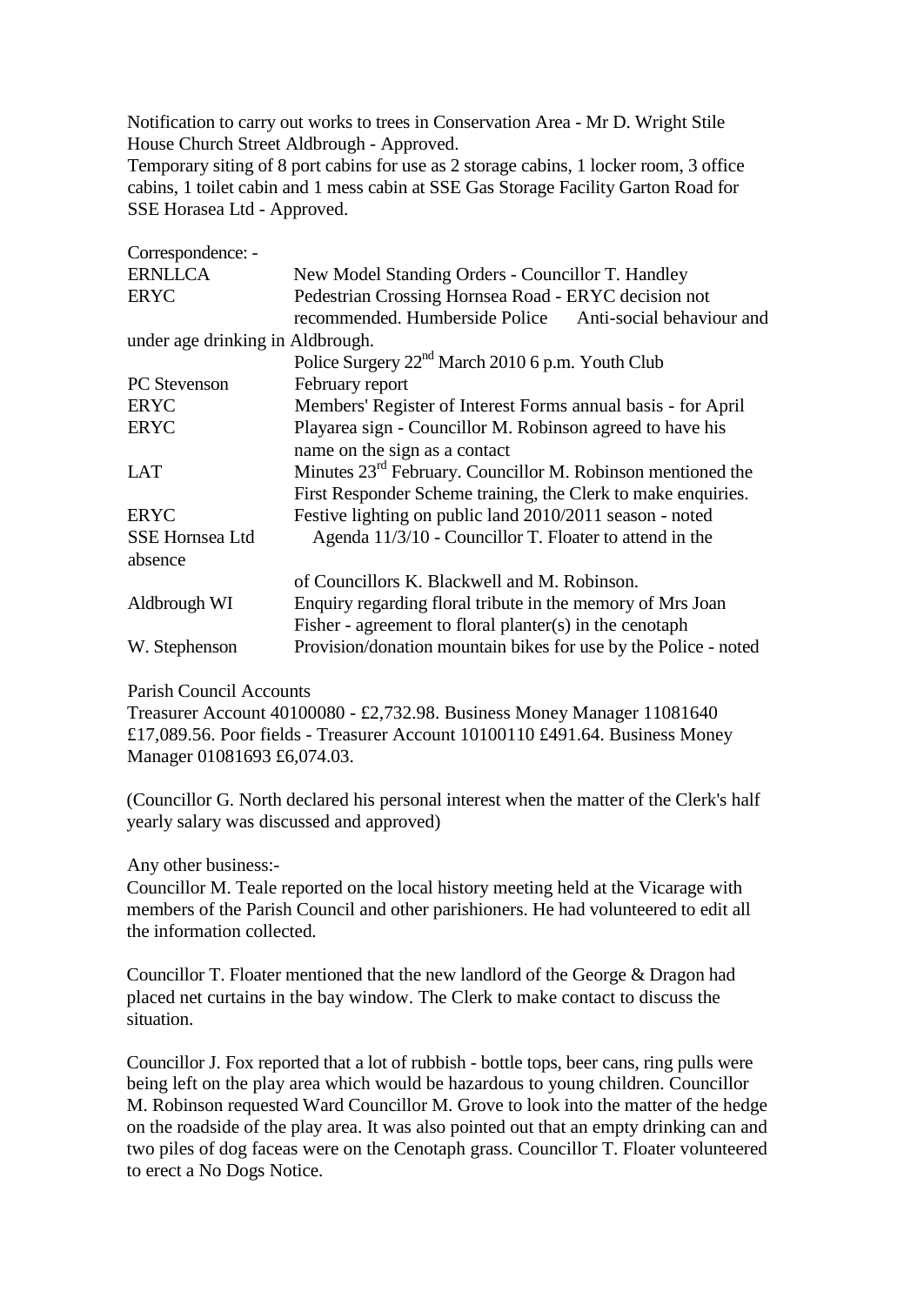Notification to carry out works to trees in Conservation Area - Mr D. Wright Stile House Church Street Aldbrough - Approved.
Temporary siting of 8 port cabins for use as 2 storage cabins, 1 locker room, 3 office cabins, 1 toilet cabin and 1 mess cabin at SSE Gas Storage Facility Garton Road for SSE Horasea Ltd - Approved.

Correspondence: -

| | |
|---|---|
| ERNLLCA | New Model Standing Orders - Councillor T. Handley |
| ERYC | Pedestrian Crossing Hornsea Road - ERYC decision not recommended. |
| Humberside Police | Anti-social behaviour and under age drinking in Aldbrough. Police Surgery 22nd March 2010 6 p.m. Youth Club |
| PC Stevenson | February report |
| ERYC | Members' Register of Interest Forms annual basis - for April |
| ERYC | Playarea sign - Councillor M. Robinson agreed to have his name on the sign as a contact |
| LAT | Minutes 23rd February. Councillor M. Robinson mentioned the First Responder Scheme training, the Clerk to make enquiries. |
| ERYC | Festive lighting on public land 2010/2011 season - noted |
| SSE Hornsea Ltd | Agenda 11/3/10 - Councillor T. Floater to attend in the absence of Councillors K. Blackwell and M. Robinson. |
| Aldbrough WI | Enquiry regarding floral tribute in the memory of Mrs Joan Fisher - agreement to floral planter(s) in the cenotaph |
| W. Stephenson | Provision/donation mountain bikes for use by the Police - noted |

Parish Council Accounts
Treasurer Account 40100080 - £2,732.98. Business Money Manager 11081640 £17,089.56. Poor fields - Treasurer Account 10100110 £491.64. Business Money Manager 01081693 £6,074.03.

(Councillor G. North declared his personal interest when the matter of the Clerk's half yearly salary was discussed and approved)

Any other business:-
Councillor M. Teale reported on the local history meeting held at the Vicarage with members of the Parish Council and other parishioners. He had volunteered to edit all the information collected.

Councillor T. Floater mentioned that the new landlord of the George & Dragon had placed net curtains in the bay window. The Clerk to make contact to discuss the situation.

Councillor J. Fox reported that a lot of rubbish - bottle tops, beer cans, ring pulls were being left on the play area which would be hazardous to young children. Councillor M. Robinson requested Ward Councillor M. Grove to look into the matter of the hedge on the roadside of the play area. It was also pointed out that an empty drinking can and two piles of dog faceas were on the Cenotaph grass. Councillor T. Floater volunteered to erect a No Dogs Notice.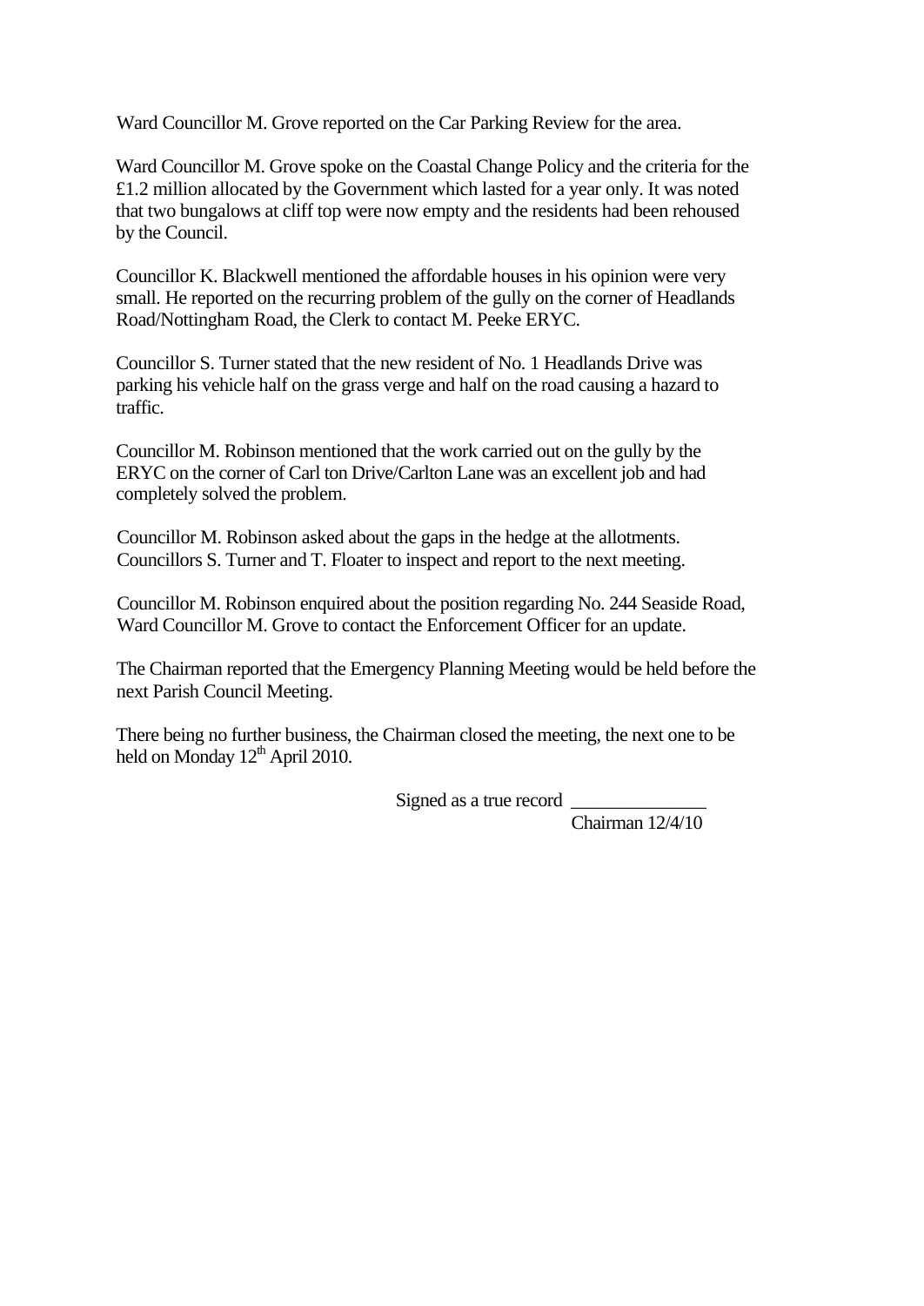Ward Councillor M. Grove reported on the Car Parking Review for the area.

Ward Councillor M. Grove spoke on the Coastal Change Policy and the criteria for the £1.2 million allocated by the Government which lasted for a year only. It was noted that two bungalows at cliff top were now empty and the residents had been rehoused by the Council.

Councillor K. Blackwell mentioned the affordable houses in his opinion were very small. He reported on the recurring problem of the gully on the corner of Headlands Road/Nottingham Road, the Clerk to contact M. Peeke ERYC.

Councillor S. Turner stated that the new resident of No. 1 Headlands Drive was parking his vehicle half on the grass verge and half on the road causing a hazard to traffic.

Councillor M. Robinson mentioned that the work carried out on the gully by the ERYC on the corner of Carl ton Drive/Carlton Lane was an excellent job and had completely solved the problem.

Councillor M. Robinson asked about the gaps in the hedge at the allotments. Councillors S. Turner and T. Floater to inspect and report to the next meeting.

Councillor M. Robinson enquired about the position regarding No. 244 Seaside Road, Ward Councillor M. Grove to contact the Enforcement Officer for an update.

The Chairman reported that the Emergency Planning Meeting would be held before the next Parish Council Meeting.

There being no further business, the Chairman closed the meeting, the next one to be held on Monday 12th April 2010.

Signed as a true record \_\_\_\_\_\_\_\_\_\_\_\_\_\_

Chairman 12/4/10